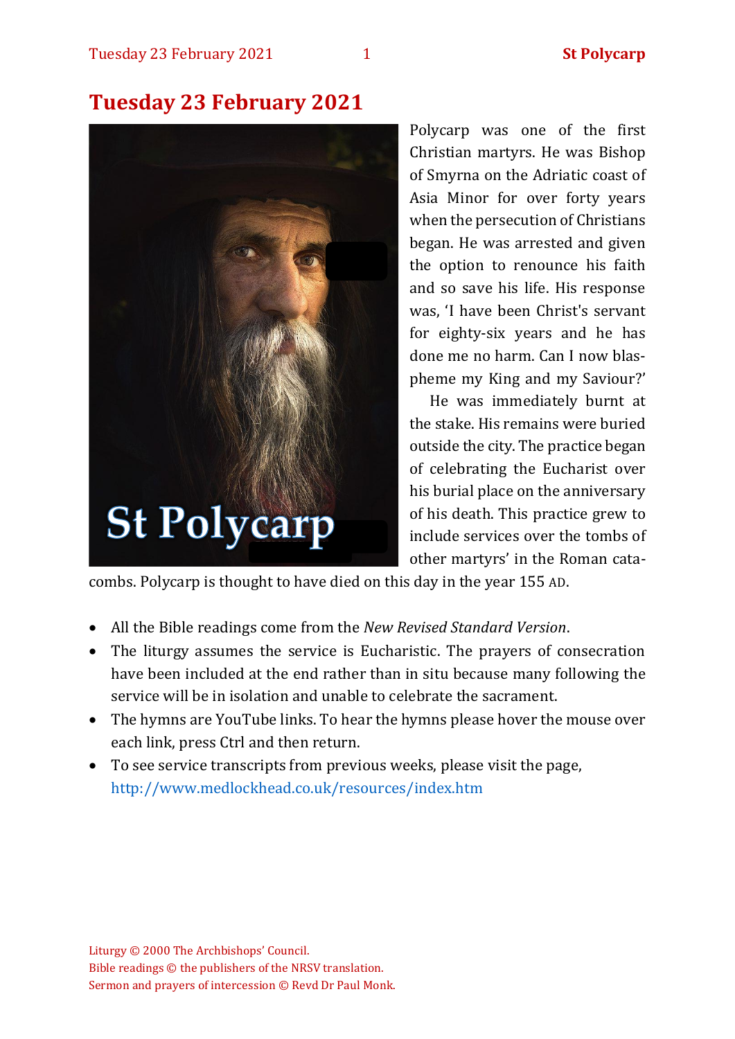# Tuesday 23 February 2021

Polycarp was one of the first Christian martyrs. He was Bishop of Smyrna on the Adriatic coast of Asia Minor for over forty years when the persecution of Christians began. He was arrested and given the option to renounce his faith and so save his life. His response was, 'I have been Christ's servant for eighty-six years and he has done me no harm. Can I now blaspheme my King and my Saviour?'

He was immediately burnt at the stake. His remains were buried outside the city. The practice began of celebrating the Eucharist over his burial place on the anniversary of his death. This practice grew to include services over the tombs of other martyrs' in the Roman catacombs. Polycarp is thought to have died on this day in the year 155 AD.

- All the Bible readings come from the *New Revised Standard Version*.
- The liturgy assumes the service is Eucharistic. The prayers of consecration have been included at the end rather than in situ because many following the service will be in isolation and unable to celebrate the sacrament.
- The hymns are YouTube links. To hear the hymns please hover the mouse over each link, press Ctrl and then return.
- To see service transcripts from previous weeks, please visit the page, http://www.medlockhead.co.uk/resources/index.htm

Liturgy © 2000 The Archbishops' Council.
Bible readings © the publishers of the NRSV translation.
Sermon and prayers of intercession © Revd Dr Paul Monk.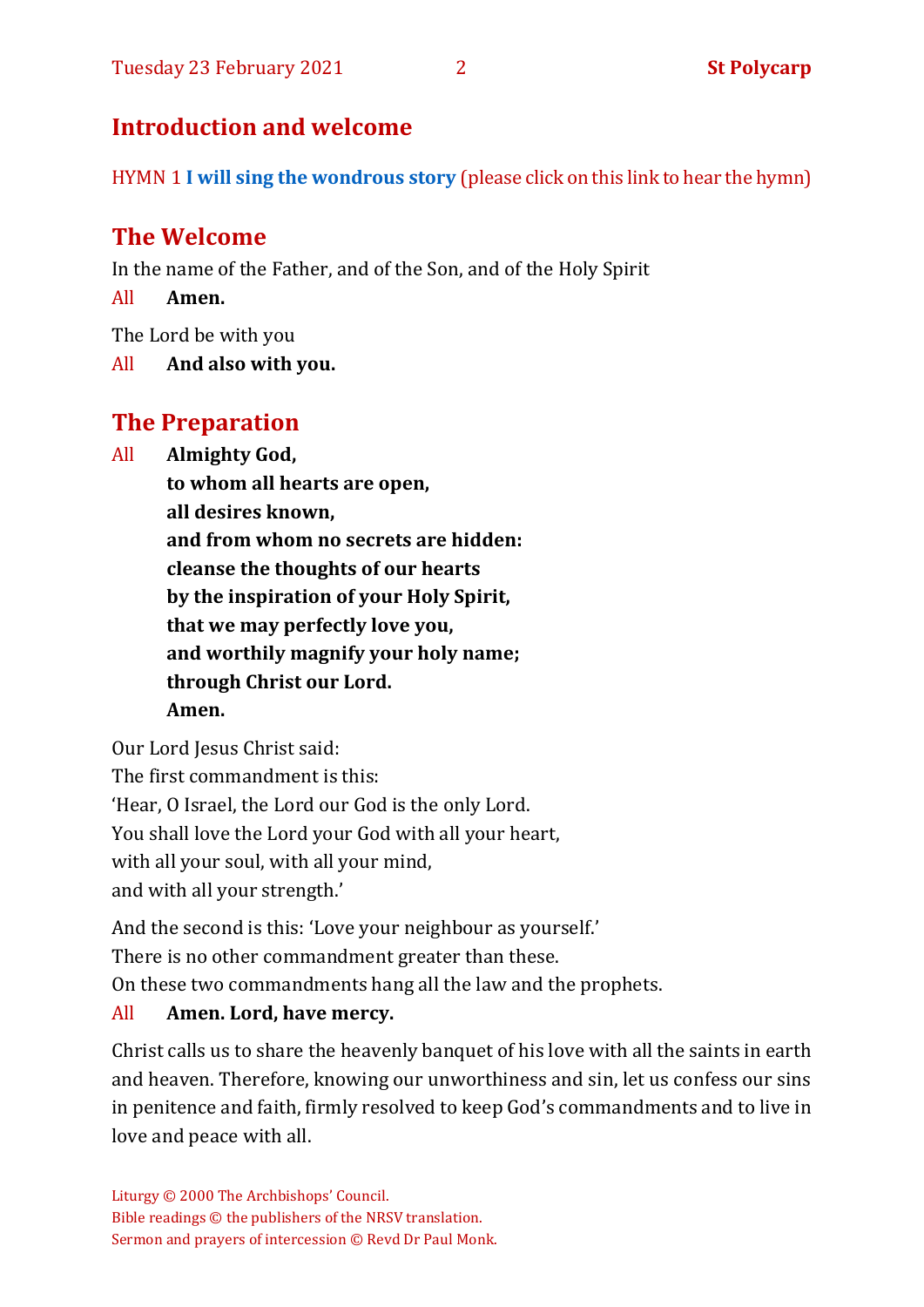## Introduction and welcome

HYMN 1 **I will sing the wondrous story** (please click on this link to hear the hymn)

## The Welcome

In the name of the Father, and of the Son, and of the Holy Spirit

All **Amen.**

The Lord be with you

All **And also with you.**

## The Preparation

All **Almighty God,**
**to whom all hearts are open,**
**all desires known,**
**and from whom no secrets are hidden:**
**cleanse the thoughts of our hearts**
**by the inspiration of your Holy Spirit,**
**that we may perfectly love you,**
**and worthily magnify your holy name;**
**through Christ our Lord.**
**Amen.**

Our Lord Jesus Christ said:
The first commandment is this:
'Hear, O Israel, the Lord our God is the only Lord.
You shall love the Lord your God with all your heart,
with all your soul, with all your mind,
and with all your strength.'

And the second is this: 'Love your neighbour as yourself.'
There is no other commandment greater than these.
On these two commandments hang all the law and the prophets.

All **Amen. Lord, have mercy.**

Christ calls us to share the heavenly banquet of his love with all the saints in earth and heaven. Therefore, knowing our unworthiness and sin, let us confess our sins in penitence and faith, firmly resolved to keep God's commandments and to live in love and peace with all.

Liturgy © 2000 The Archbishops' Council.
Bible readings © the publishers of the NRSV translation.
Sermon and prayers of intercession © Revd Dr Paul Monk.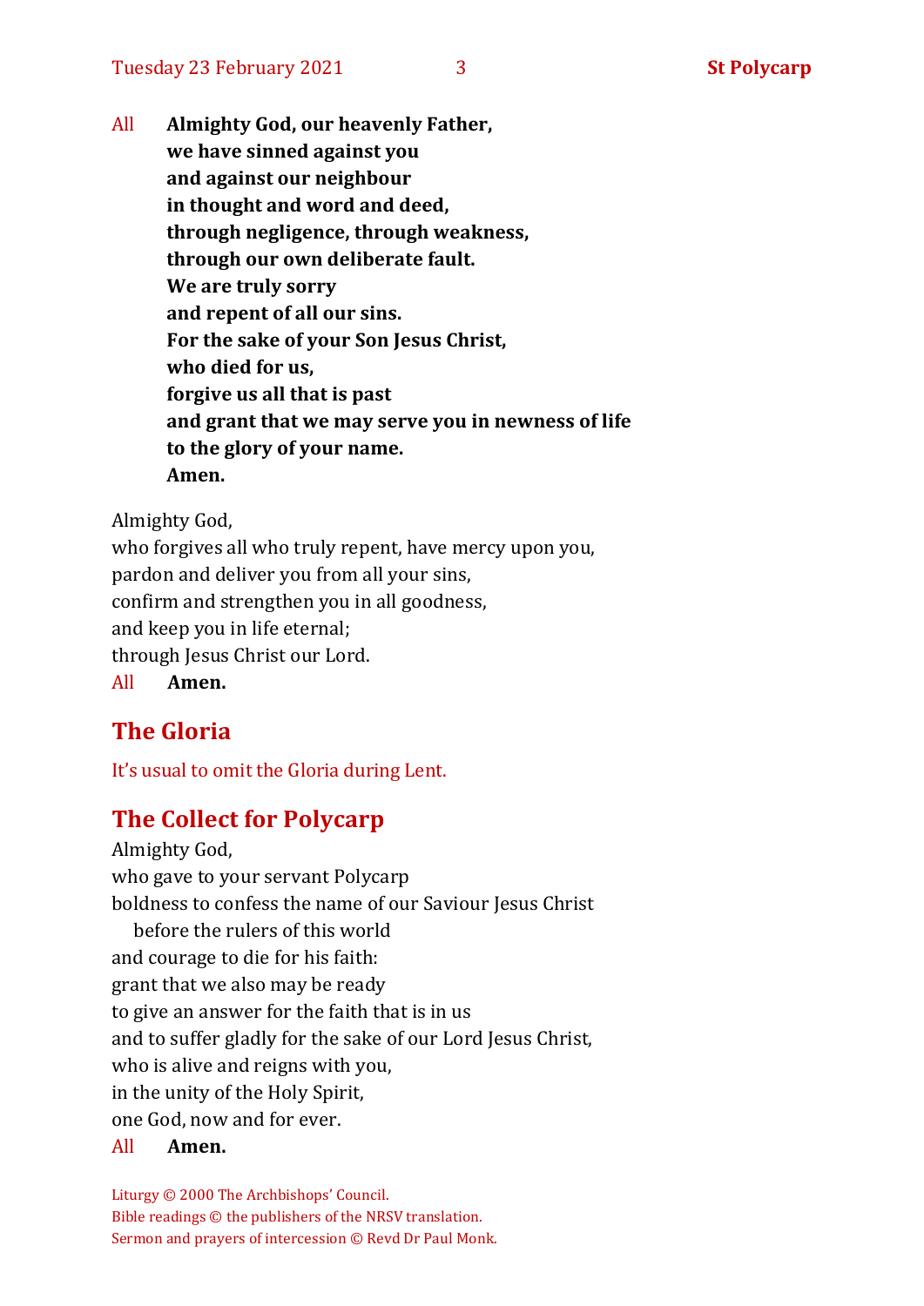All **Almighty God, our heavenly Father,**
**we have sinned against you**
**and against our neighbour**
**in thought and word and deed,**
**through negligence, through weakness,**
**through our own deliberate fault.**
**We are truly sorry**
**and repent of all our sins.**
**For the sake of your Son Jesus Christ,**
**who died for us,**
**forgive us all that is past**
**and grant that we may serve you in newness of life**
**to the glory of your name.**
**Amen.**

Almighty God,
who forgives all who truly repent, have mercy upon you,
pardon and deliver you from all your sins,
confirm and strengthen you in all goodness,
and keep you in life eternal;
through Jesus Christ our Lord.
All **Amen.**

## The Gloria

It's usual to omit the Gloria during Lent.

## The Collect for Polycarp

Almighty God,
who gave to your servant Polycarp
boldness to confess the name of our Saviour Jesus Christ
before the rulers of this world
and courage to die for his faith:
grant that we also may be ready
to give an answer for the faith that is in us
and to suffer gladly for the sake of our Lord Jesus Christ,
who is alive and reigns with you,
in the unity of the Holy Spirit,
one God, now and for ever.
All **Amen.**

Liturgy © 2000 The Archbishops' Council.
Bible readings © the publishers of the NRSV translation.
Sermon and prayers of intercession © Revd Dr Paul Monk.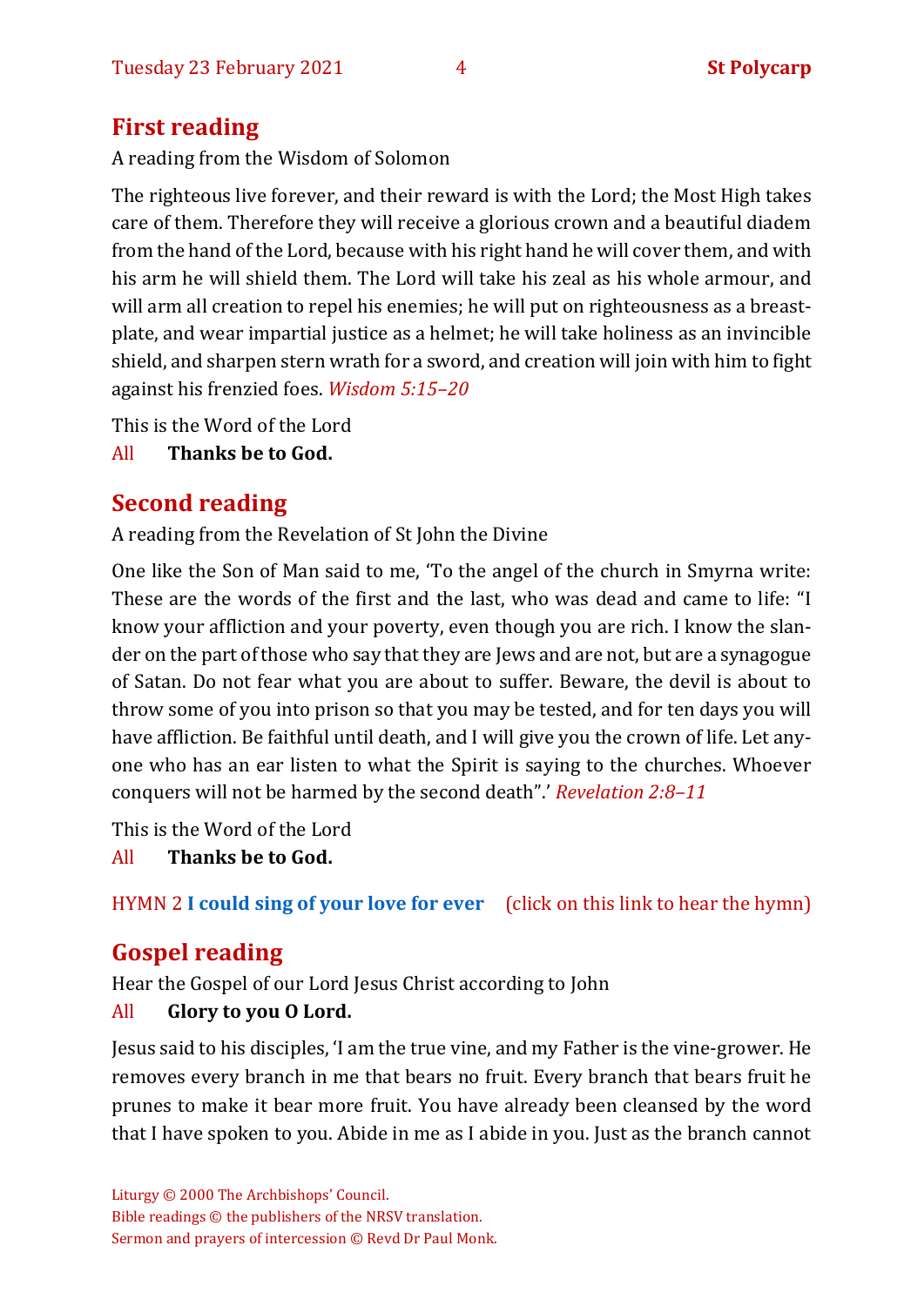## First reading

A reading from the Wisdom of Solomon

The righteous live forever, and their reward is with the Lord; the Most High takes care of them. Therefore they will receive a glorious crown and a beautiful diadem from the hand of the Lord, because with his right hand he will cover them, and with his arm he will shield them. The Lord will take his zeal as his whole armour, and will arm all creation to repel his enemies; he will put on righteousness as a breastplate, and wear impartial justice as a helmet; he will take holiness as an invincible shield, and sharpen stern wrath for a sword, and creation will join with him to fight against his frenzied foes. *Wisdom 5:15–20*

This is the Word of the Lord

All **Thanks be to God.**

## Second reading

A reading from the Revelation of St John the Divine

One like the Son of Man said to me, 'To the angel of the church in Smyrna write: These are the words of the first and the last, who was dead and came to life: "I know your affliction and your poverty, even though you are rich. I know the slander on the part of those who say that they are Jews and are not, but are a synagogue of Satan. Do not fear what you are about to suffer. Beware, the devil is about to throw some of you into prison so that you may be tested, and for ten days you will have affliction. Be faithful until death, and I will give you the crown of life. Let anyone who has an ear listen to what the Spirit is saying to the churches. Whoever conquers will not be harmed by the second death".' *Revelation 2:8–11*

This is the Word of the Lord

All **Thanks be to God.**

HYMN 2 **I could sing of your love for ever** (click on this link to hear the hymn)

## Gospel reading

Hear the Gospel of our Lord Jesus Christ according to John

All **Glory to you O Lord.**

Jesus said to his disciples, 'I am the true vine, and my Father is the vine-grower. He removes every branch in me that bears no fruit. Every branch that bears fruit he prunes to make it bear more fruit. You have already been cleansed by the word that I have spoken to you. Abide in me as I abide in you. Just as the branch cannot

Liturgy © 2000 The Archbishops' Council.
Bible readings © the publishers of the NRSV translation.
Sermon and prayers of intercession © Revd Dr Paul Monk.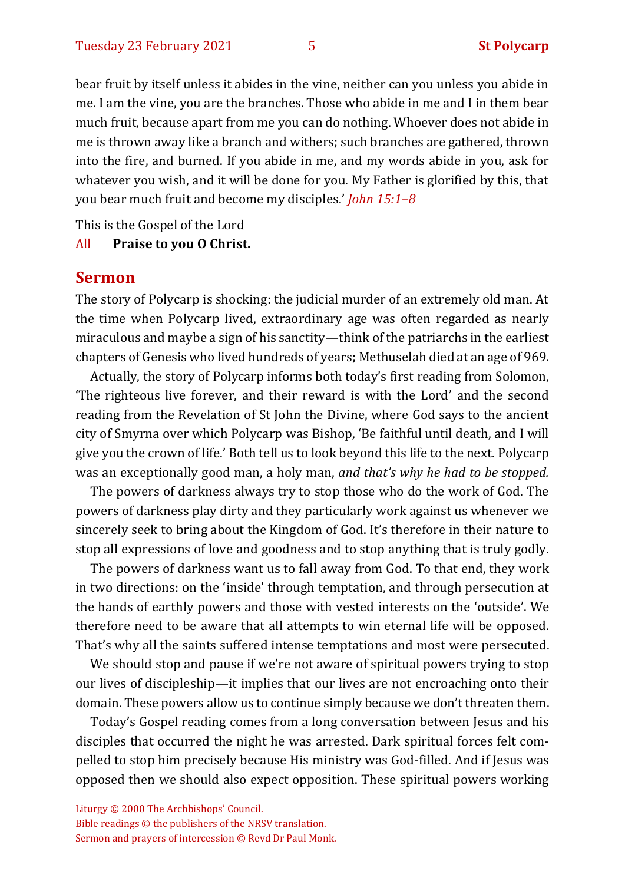bear fruit by itself unless it abides in the vine, neither can you unless you abide in me. I am the vine, you are the branches. Those who abide in me and I in them bear much fruit, because apart from me you can do nothing. Whoever does not abide in me is thrown away like a branch and withers; such branches are gathered, thrown into the fire, and burned. If you abide in me, and my words abide in you, ask for whatever you wish, and it will be done for you. My Father is glorified by this, that you bear much fruit and become my disciples.' *John 15:1–8*

This is the Gospel of the Lord

All **Praise to you O Christ.**

## Sermon

The story of Polycarp is shocking: the judicial murder of an extremely old man. At the time when Polycarp lived, extraordinary age was often regarded as nearly miraculous and maybe a sign of his sanctity—think of the patriarchs in the earliest chapters of Genesis who lived hundreds of years; Methuselah died at an age of 969.

Actually, the story of Polycarp informs both today's first reading from Solomon, 'The righteous live forever, and their reward is with the Lord' and the second reading from the Revelation of St John the Divine, where God says to the ancient city of Smyrna over which Polycarp was Bishop, 'Be faithful until death, and I will give you the crown of life.' Both tell us to look beyond this life to the next. Polycarp was an exceptionally good man, a holy man, *and that's why he had to be stopped.*

The powers of darkness always try to stop those who do the work of God. The powers of darkness play dirty and they particularly work against us whenever we sincerely seek to bring about the Kingdom of God. It's therefore in their nature to stop all expressions of love and goodness and to stop anything that is truly godly.

The powers of darkness want us to fall away from God. To that end, they work in two directions: on the 'inside' through temptation, and through persecution at the hands of earthly powers and those with vested interests on the 'outside'. We therefore need to be aware that all attempts to win eternal life will be opposed. That's why all the saints suffered intense temptations and most were persecuted.

We should stop and pause if we're not aware of spiritual powers trying to stop our lives of discipleship—it implies that our lives are not encroaching onto their domain. These powers allow us to continue simply because we don't threaten them.

Today's Gospel reading comes from a long conversation between Jesus and his disciples that occurred the night he was arrested. Dark spiritual forces felt compelled to stop him precisely because His ministry was God-filled. And if Jesus was opposed then we should also expect opposition. These spiritual powers working

Liturgy © 2000 The Archbishops' Council.
Bible readings © the publishers of the NRSV translation.
Sermon and prayers of intercession © Revd Dr Paul Monk.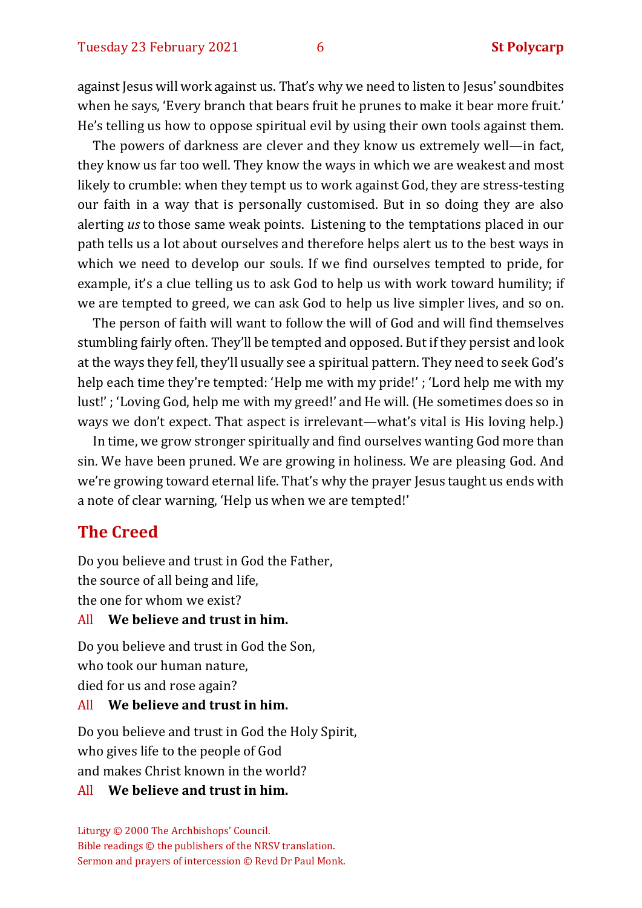against Jesus will work against us. That's why we need to listen to Jesus' soundbites when he says, 'Every branch that bears fruit he prunes to make it bear more fruit.' He's telling us how to oppose spiritual evil by using their own tools against them.

The powers of darkness are clever and they know us extremely well—in fact, they know us far too well. They know the ways in which we are weakest and most likely to crumble: when they tempt us to work against God, they are stress-testing our faith in a way that is personally customised. But in so doing they are also alerting *us* to those same weak points. Listening to the temptations placed in our path tells us a lot about ourselves and therefore helps alert us to the best ways in which we need to develop our souls. If we find ourselves tempted to pride, for example, it's a clue telling us to ask God to help us with work toward humility; if we are tempted to greed, we can ask God to help us live simpler lives, and so on.

The person of faith will want to follow the will of God and will find themselves stumbling fairly often. They'll be tempted and opposed. But if they persist and look at the ways they fell, they'll usually see a spiritual pattern. They need to seek God's help each time they're tempted: 'Help me with my pride!' ; 'Lord help me with my lust!' ; 'Loving God, help me with my greed!' and He will. (He sometimes does so in ways we don't expect. That aspect is irrelevant—what's vital is His loving help.)

In time, we grow stronger spiritually and find ourselves wanting God more than sin. We have been pruned. We are growing in holiness. We are pleasing God. And we're growing toward eternal life. That's why the prayer Jesus taught us ends with a note of clear warning, 'Help us when we are tempted!'

## The Creed

Do you believe and trust in God the Father,
the source of all being and life,
the one for whom we exist?

All **We believe and trust in him.**

Do you believe and trust in God the Son,
who took our human nature,
died for us and rose again?

All **We believe and trust in him.**

Do you believe and trust in God the Holy Spirit,
who gives life to the people of God
and makes Christ known in the world?

All **We believe and trust in him.**

Liturgy © 2000 The Archbishops' Council.
Bible readings © the publishers of the NRSV translation.
Sermon and prayers of intercession © Revd Dr Paul Monk.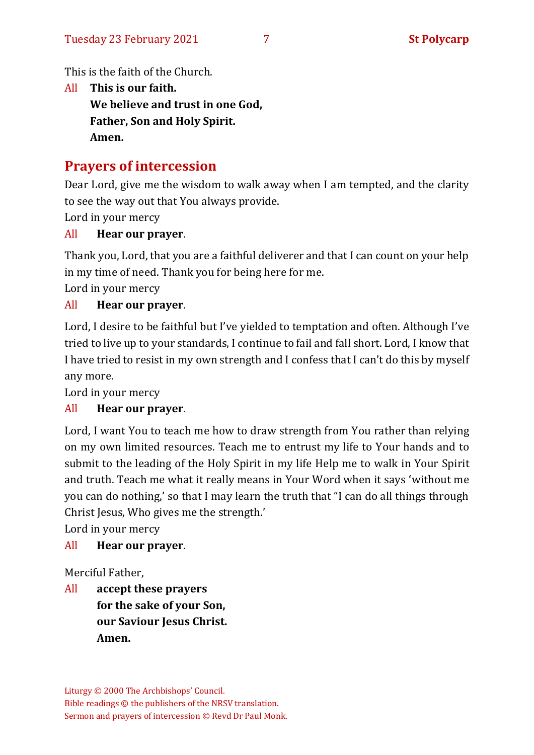This is the faith of the Church.

All **This is our faith.**
**We believe and trust in one God,**
**Father, Son and Holy Spirit.**
**Amen.**

## Prayers of intercession

Dear Lord, give me the wisdom to walk away when I am tempted, and the clarity to see the way out that You always provide.

Lord in your mercy

All **Hear our prayer**.

Thank you, Lord, that you are a faithful deliverer and that I can count on your help in my time of need. Thank you for being here for me.

Lord in your mercy

All **Hear our prayer**.

Lord, I desire to be faithful but I've yielded to temptation and often. Although I've tried to live up to your standards, I continue to fail and fall short. Lord, I know that I have tried to resist in my own strength and I confess that I can't do this by myself any more.

Lord in your mercy

All **Hear our prayer**.

Lord, I want You to teach me how to draw strength from You rather than relying on my own limited resources. Teach me to entrust my life to Your hands and to submit to the leading of the Holy Spirit in my life Help me to walk in Your Spirit and truth. Teach me what it really means in Your Word when it says 'without me you can do nothing,' so that I may learn the truth that "I can do all things through Christ Jesus, Who gives me the strength.'

Lord in your mercy

All **Hear our prayer**.

Merciful Father,

All **accept these prayers**
**for the sake of your Son,**
**our Saviour Jesus Christ.**
**Amen.**

Liturgy © 2000 The Archbishops' Council.
Bible readings © the publishers of the NRSV translation.
Sermon and prayers of intercession © Revd Dr Paul Monk.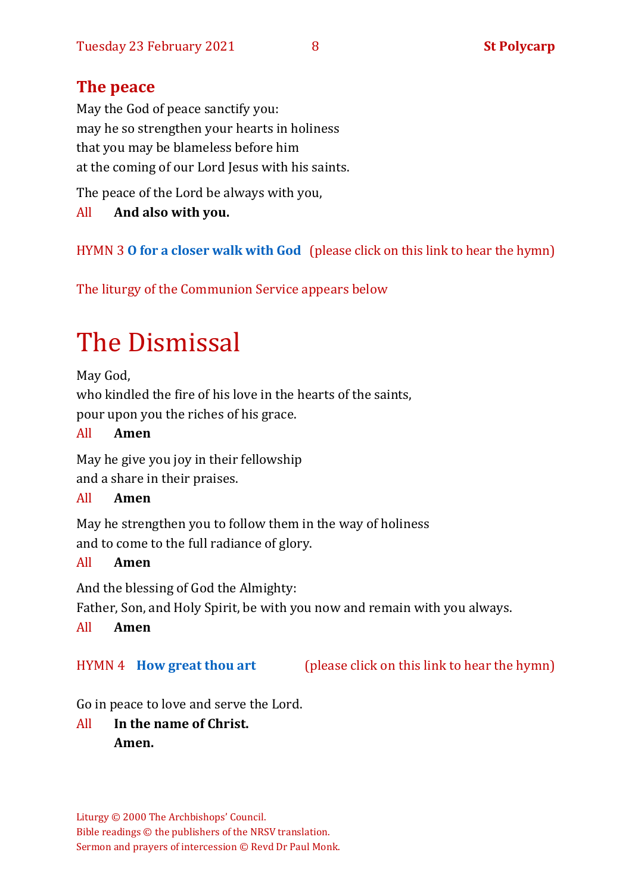## The peace

May the God of peace sanctify you:
may he so strengthen your hearts in holiness
that you may be blameless before him
at the coming of our Lord Jesus with his saints.

The peace of the Lord be always with you,

All **And also with you.**

HYMN 3 **O for a closer walk with God** (please click on this link to hear the hymn)

The liturgy of the Communion Service appears below

# The Dismissal

May God,
who kindled the fire of his love in the hearts of the saints,
pour upon you the riches of his grace.

All **Amen**

May he give you joy in their fellowship
and a share in their praises.

All **Amen**

May he strengthen you to follow them in the way of holiness
and to come to the full radiance of glory.

All **Amen**

And the blessing of God the Almighty:
Father, Son, and Holy Spirit, be with you now and remain with you always.

All **Amen**

HYMN 4 **How great thou art** (please click on this link to hear the hymn)

Go in peace to love and serve the Lord.

All **In the name of Christ.**
**Amen.**

Liturgy © 2000 The Archbishops' Council.
Bible readings © the publishers of the NRSV translation.
Sermon and prayers of intercession © Revd Dr Paul Monk.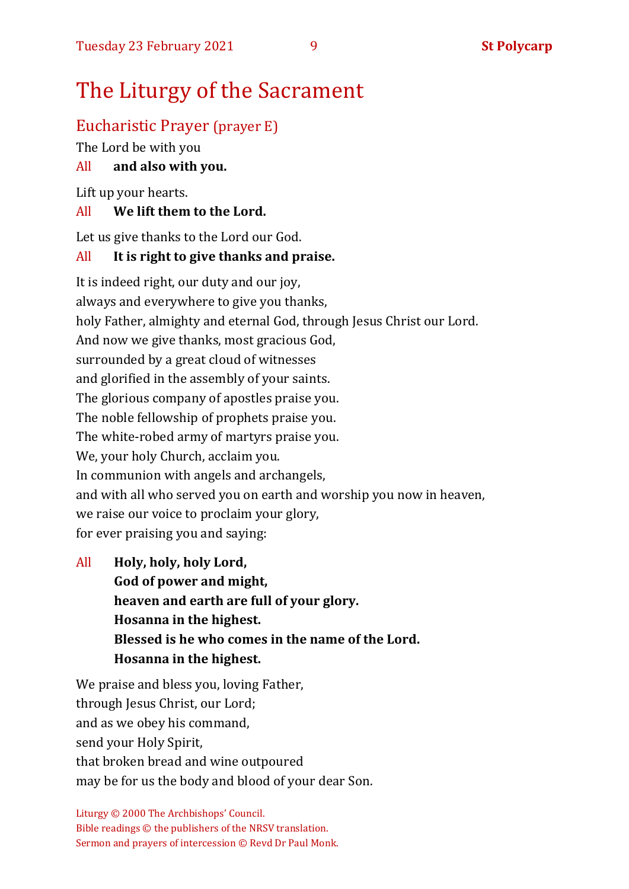# The Liturgy of the Sacrament

## Eucharistic Prayer (prayer E)

The Lord be with you

All **and also with you.**

Lift up your hearts.

All **We lift them to the Lord.**

Let us give thanks to the Lord our God.

All **It is right to give thanks and praise.**

It is indeed right, our duty and our joy,
always and everywhere to give you thanks,
holy Father, almighty and eternal God, through Jesus Christ our Lord.
And now we give thanks, most gracious God,
surrounded by a great cloud of witnesses
and glorified in the assembly of your saints.
The glorious company of apostles praise you.
The noble fellowship of prophets praise you.
The white-robed army of martyrs praise you.
We, your holy Church, acclaim you.
In communion with angels and archangels,
and with all who served you on earth and worship you now in heaven,
we raise our voice to proclaim your glory,
for ever praising you and saying:

All **Holy, holy, holy Lord,**
**God of power and might,**
**heaven and earth are full of your glory.**
**Hosanna in the highest.**
**Blessed is he who comes in the name of the Lord.**
**Hosanna in the highest.**

We praise and bless you, loving Father,
through Jesus Christ, our Lord;
and as we obey his command,
send your Holy Spirit,
that broken bread and wine outpoured
may be for us the body and blood of your dear Son.

Liturgy © 2000 The Archbishops' Council.
Bible readings © the publishers of the NRSV translation.
Sermon and prayers of intercession © Revd Dr Paul Monk.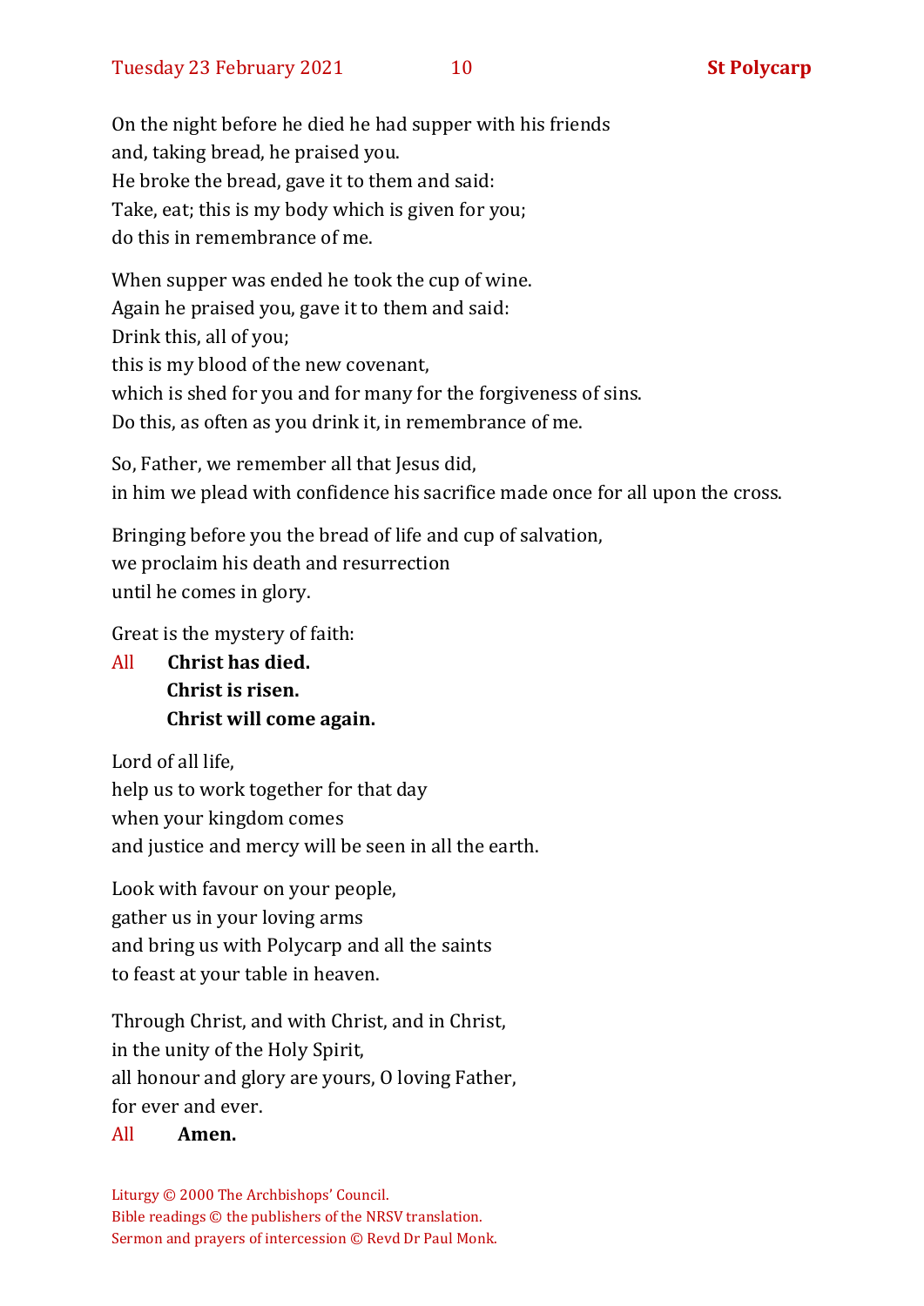On the night before he died he had supper with his friends
and, taking bread, he praised you.
He broke the bread, gave it to them and said:
Take, eat; this is my body which is given for you;
do this in remembrance of me.

When supper was ended he took the cup of wine.
Again he praised you, gave it to them and said:
Drink this, all of you;
this is my blood of the new covenant,
which is shed for you and for many for the forgiveness of sins.
Do this, as often as you drink it, in remembrance of me.

So, Father, we remember all that Jesus did,
in him we plead with confidence his sacrifice made once for all upon the cross.

Bringing before you the bread of life and cup of salvation,
we proclaim his death and resurrection
until he comes in glory.

Great is the mystery of faith:

All **Christ has died.**
**Christ is risen.**
**Christ will come again.**

Lord of all life,
help us to work together for that day
when your kingdom comes
and justice and mercy will be seen in all the earth.

Look with favour on your people,
gather us in your loving arms
and bring us with Polycarp and all the saints
to feast at your table in heaven.

Through Christ, and with Christ, and in Christ,
in the unity of the Holy Spirit,
all honour and glory are yours, O loving Father,
for ever and ever.

All **Amen.**

Liturgy © 2000 The Archbishops' Council.
Bible readings © the publishers of the NRSV translation.
Sermon and prayers of intercession © Revd Dr Paul Monk.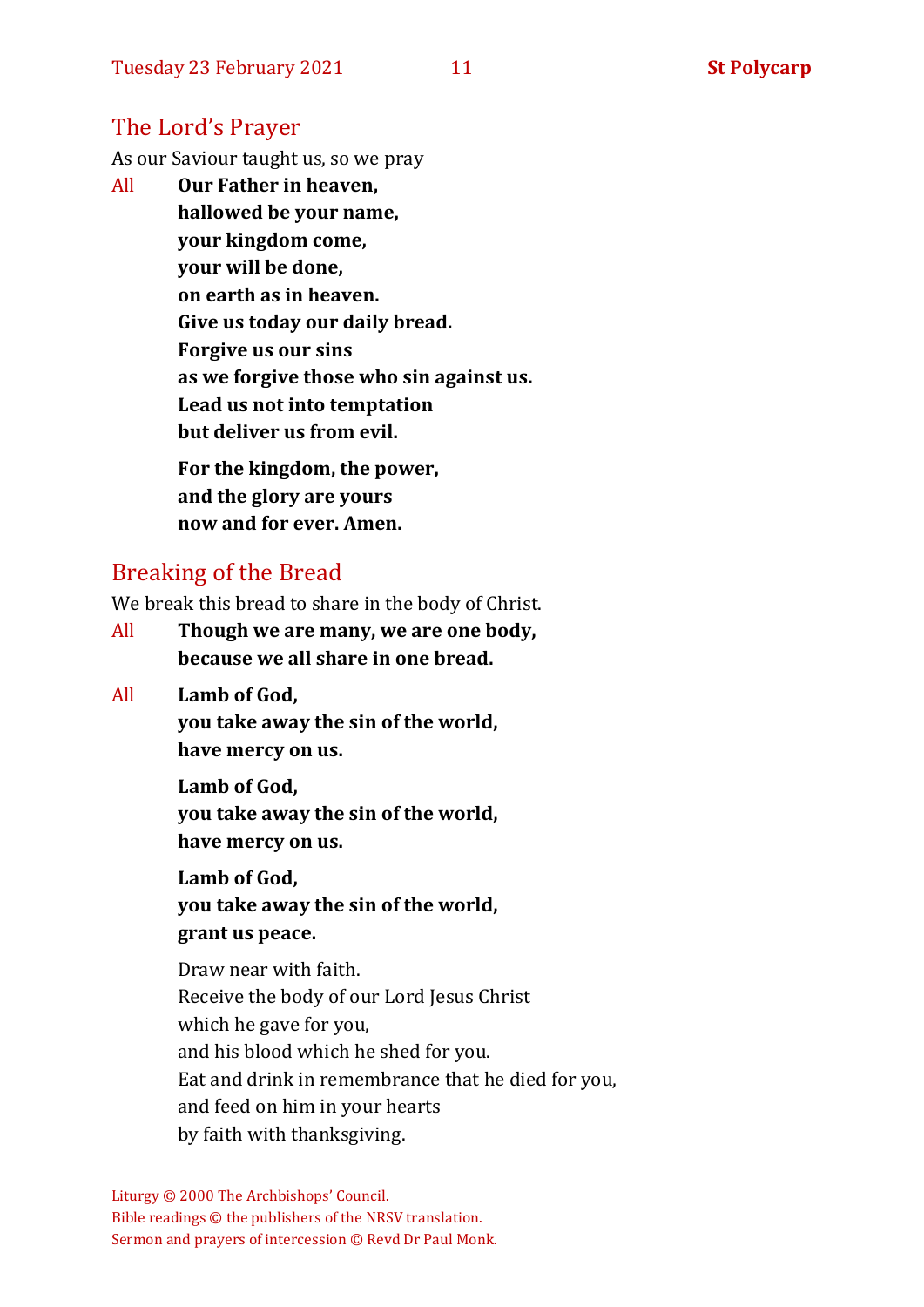## The Lord's Prayer

As our Saviour taught us, so we pray

All **Our Father in heaven,**
**hallowed be your name,**
**your kingdom come,**
**your will be done,**
**on earth as in heaven.**
**Give us today our daily bread.**
**Forgive us our sins**
**as we forgive those who sin against us.**
**Lead us not into temptation**
**but deliver us from evil.**

**For the kingdom, the power,**
**and the glory are yours**
**now and for ever. Amen.**

## Breaking of the Bread

We break this bread to share in the body of Christ.

All **Though we are many, we are one body,**
**because we all share in one bread.**

All **Lamb of God,**
**you take away the sin of the world,**
**have mercy on us.**

**Lamb of God,**
**you take away the sin of the world,**
**have mercy on us.**

**Lamb of God,**
**you take away the sin of the world,**
**grant us peace.**

Draw near with faith.
Receive the body of our Lord Jesus Christ
which he gave for you,
and his blood which he shed for you.
Eat and drink in remembrance that he died for you,
and feed on him in your hearts
by faith with thanksgiving.

Liturgy © 2000 The Archbishops' Council.
Bible readings © the publishers of the NRSV translation.
Sermon and prayers of intercession © Revd Dr Paul Monk.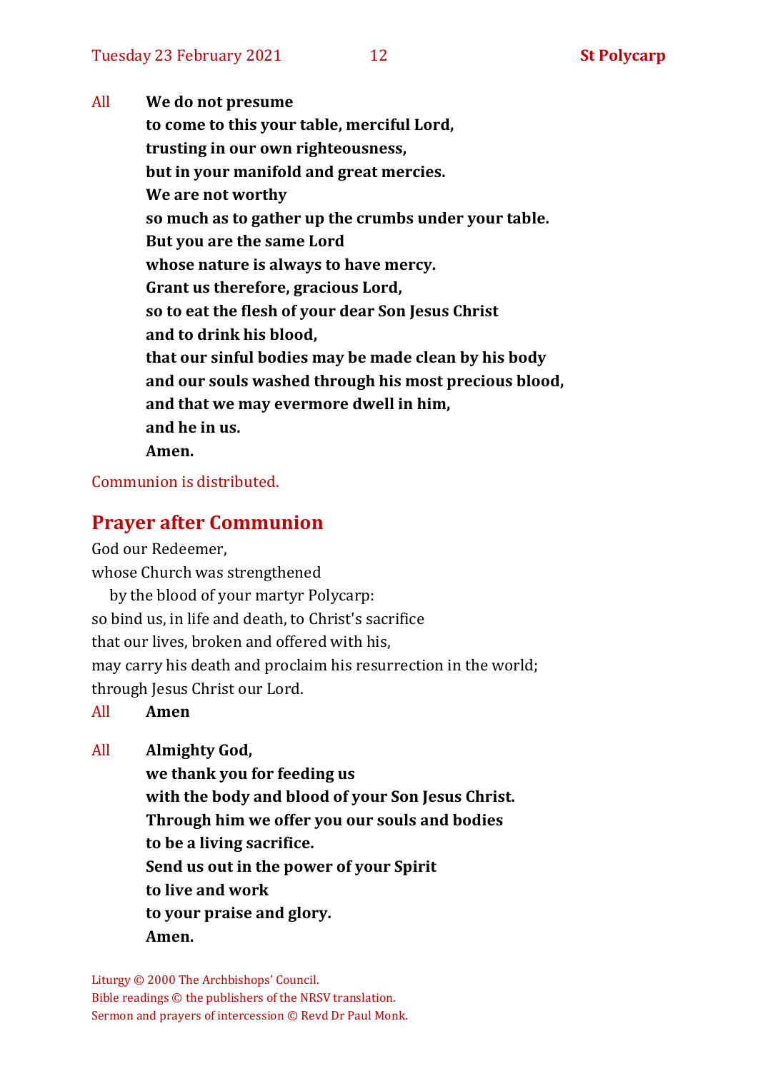All **We do not presume**
**to come to this your table, merciful Lord,**
**trusting in our own righteousness,**
**but in your manifold and great mercies.**
**We are not worthy**
**so much as to gather up the crumbs under your table.**
**But you are the same Lord**
**whose nature is always to have mercy.**
**Grant us therefore, gracious Lord,**
**so to eat the flesh of your dear Son Jesus Christ**
**and to drink his blood,**
**that our sinful bodies may be made clean by his body**
**and our souls washed through his most precious blood,**
**and that we may evermore dwell in him,**
**and he in us.**
**Amen.**

Communion is distributed.

## Prayer after Communion

God our Redeemer,
whose Church was strengthened
by the blood of your martyr Polycarp:
so bind us, in life and death, to Christ's sacrifice
that our lives, broken and offered with his,
may carry his death and proclaim his resurrection in the world;
through Jesus Christ our Lord.

All **Amen**

All **Almighty God,**
**we thank you for feeding us**
**with the body and blood of your Son Jesus Christ.**
**Through him we offer you our souls and bodies**
**to be a living sacrifice.**
**Send us out in the power of your Spirit**
**to live and work**
**to your praise and glory.**
**Amen.**

Liturgy © 2000 The Archbishops' Council.
Bible readings © the publishers of the NRSV translation.
Sermon and prayers of intercession © Revd Dr Paul Monk.